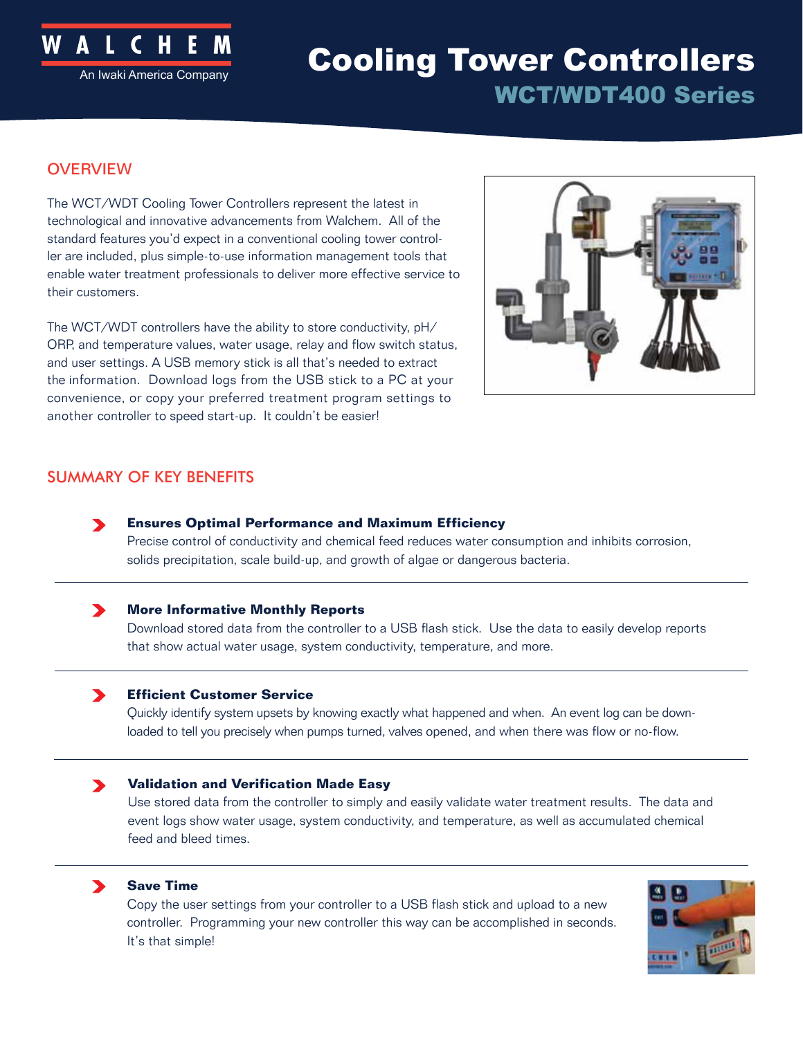WALCHEM
An Iwaki America Company

# Cooling Tower Controllers

## WCT/WDT400 Series

## OVERVIEW

The WCT/WDT Cooling Tower Controllers represent the latest in technological and innovative advancements from Walchem. All of the standard features you'd expect in a conventional cooling tower controller are included, plus simple-to-use information management tools that enable water treatment professionals to deliver more effective service to their customers.

The WCT/WDT controllers have the ability to store conductivity, pH/ORP, and temperature values, water usage, relay and flow switch status, and user settings. A USB memory stick is all that's needed to extract the information. Download logs from the USB stick to a PC at your convenience, or copy your preferred treatment program settings to another controller to speed start-up. It couldn't be easier!

## SUMMARY OF KEY BENEFITS

**Ensures Optimal Performance and Maximum Efficiency**
Precise control of conductivity and chemical feed reduces water consumption and inhibits corrosion, solids precipitation, scale build-up, and growth of algae or dangerous bacteria.

**More Informative Monthly Reports**
Download stored data from the controller to a USB flash stick. Use the data to easily develop reports that show actual water usage, system conductivity, temperature, and more.

**Efficient Customer Service**
Quickly identify system upsets by knowing exactly what happened and when. An event log can be downloaded to tell you precisely when pumps turned, valves opened, and when there was flow or no-flow.

**Validation and Verification Made Easy**
Use stored data from the controller to simply and easily validate water treatment results. The data and event logs show water usage, system conductivity, and temperature, as well as accumulated chemical feed and bleed times.

**Save Time**
Copy the user settings from your controller to a USB flash stick and upload to a new controller. Programming your new controller this way can be accomplished in seconds. It's that simple!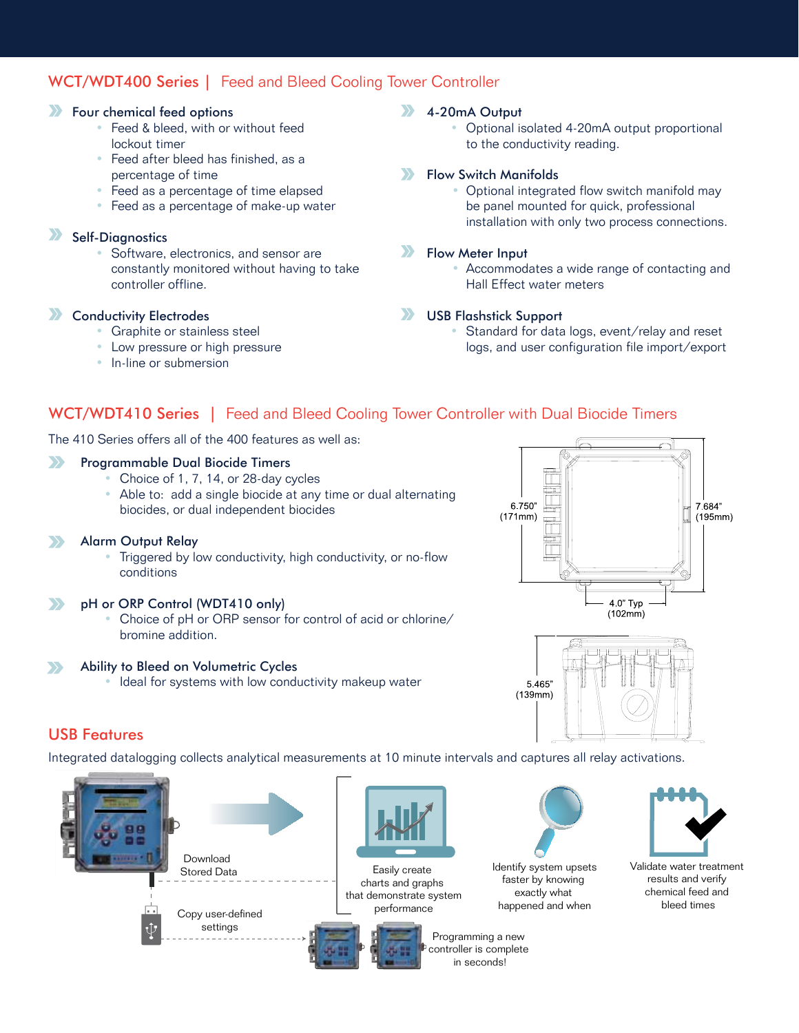## WCT/WDT400 Series | Feed and Bleed Cooling Tower Controller

### Four chemical feed options
- Feed & bleed, with or without feed lockout timer
- Feed after bleed has finished, as a percentage of time
- Feed as a percentage of time elapsed
- Feed as a percentage of make-up water

### Self-Diagnostics
- Software, electronics, and sensor are constantly monitored without having to take controller offline.

### Conductivity Electrodes
- Graphite or stainless steel
- Low pressure or high pressure
- In-line or submersion

### 4-20mA Output
- Optional isolated 4-20mA output proportional to the conductivity reading.

### Flow Switch Manifolds
- Optional integrated flow switch manifold may be panel mounted for quick, professional installation with only two process connections.

### Flow Meter Input
- Accommodates a wide range of contacting and Hall Effect water meters

### USB Flashstick Support
- Standard for data logs, event/relay and reset logs, and user configuration file import/export

## WCT/WDT410 Series | Feed and Bleed Cooling Tower Controller with Dual Biocide Timers

The 410 Series offers all of the 400 features as well as:

### Programmable Dual Biocide Timers
- Choice of 1, 7, 14, or 28-day cycles
- Able to: add a single biocide at any time or dual alternating biocides, or dual independent biocides

### Alarm Output Relay
- Triggered by low conductivity, high conductivity, or no-flow conditions

### pH or ORP Control (WDT410 only)
- Choice of pH or ORP sensor for control of acid or chlorine/ bromine addition.

### Ability to Bleed on Volumetric Cycles
- Ideal for systems with low conductivity makeup water

6.750" (171mm)

7.684" (195mm)

4.0" Typ (102mm)

5.465" (139mm)

## USB Features

Integrated datalogging collects analytical measurements at 10 minute intervals and captures all relay activations.

Download Stored Data

Copy user-defined settings

Easily create charts and graphs that demonstrate system performance

Identify system upsets faster by knowing exactly what happened and when

Validate water treatment results and verify chemical feed and bleed times

Programming a new controller is complete in seconds!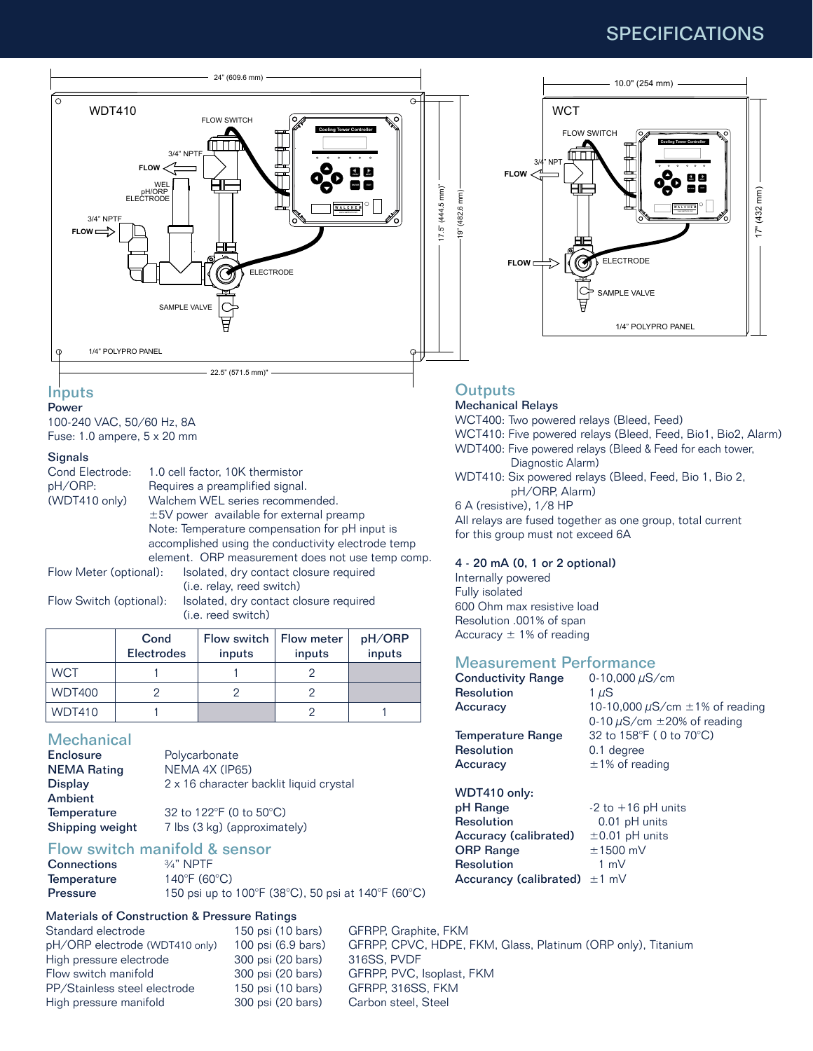# SPECIFICATIONS

## Inputs

### Power

100-240 VAC, 50/60 Hz, 8A
Fuse: 1.0 ampere, 5 x 20 mm

### Signals

Cond Electrode: 1.0 cell factor, 10K thermistor

pH/ORP: (WDT410 only) Requires a preamplified signal. Walchem WEL series recommended. ±5V power available for external preamp
Note: Temperature compensation for pH input is accomplished using the conductivity electrode temp element. ORP measurement does not use temp comp.

Flow Meter (optional): Isolated, dry contact closure required (i.e. relay, reed switch)

Flow Switch (optional): Isolated, dry contact closure required (i.e. reed switch)

| | Cond Electrodes | Flow switch inputs | Flow meter inputs | pH/ORP inputs |
|---|---|---|---|---|
| WCT | 1 | 1 | 2 | |
| WDT400 | 2 | 2 | 2 | |
| WDT410 | 1 | | 2 | 1 |

## Mechanical

| | |
|---|---|
| **Enclosure** | Polycarbonate |
| **NEMA Rating** | NEMA 4X (IP65) |
| **Display** | 2 x 16 character backlit liquid crystal |
| **Ambient Temperature** | 32 to 122°F (0 to 50°C) |
| **Shipping weight** | 7 lbs (3 kg) (approximately) |

## Flow switch manifold & sensor

| | |
|---|---|
| **Connections** | ¾" NPTF |
| **Temperature** | 140°F (60°C) |
| **Pressure** | 150 psi up to 100°F (38°C), 50 psi at 140°F (60°C) |

### Materials of Construction & Pressure Ratings

| | | |
|---|---|---|
| Standard electrode | 150 psi (10 bars) | GFRPP, Graphite, FKM |
| pH/ORP electrode (WDT410 only) | 100 psi (6.9 bars) | GFRPP, CPVC, HDPE, FKM, Glass, Platinum (ORP only), Titanium |
| High pressure electrode | 300 psi (20 bars) | 316SS, PVDF |
| Flow switch manifold | 300 psi (20 bars) | GFRPP, PVC, Isoplast, FKM |
| PP/Stainless steel electrode | 150 psi (10 bars) | GFRPP, 316SS, FKM |
| High pressure manifold | 300 psi (20 bars) | Carbon steel, Steel |

## Outputs

### Mechanical Relays

WCT400: Two powered relays (Bleed, Feed)
WCT410: Five powered relays (Bleed, Feed, Bio1, Bio2, Alarm)
WDT400: Five powered relays (Bleed & Feed for each tower, Diagnostic Alarm)
WDT410: Six powered relays (Bleed, Feed, Bio 1, Bio 2, pH/ORP, Alarm)
6 A (resistive), 1/8 HP
All relays are fused together as one group, total current for this group must not exceed 6A

### 4 - 20 mA (0, 1 or 2 optional)

Internally powered
Fully isolated
600 Ohm max resistive load
Resolution .001% of span
Accuracy ± 1% of reading

## Measurement Performance

| | |
|---|---|
| **Conductivity Range** | 0-10,000 $\mu$S/cm |
| **Resolution** | 1 $\mu$S |
| **Accuracy** | 10-10,000 $\mu$S/cm ±1% of reading<br>0-10 $\mu$S/cm ±20% of reading |
| **Temperature Range** | 32 to 158°F ( 0 to 70°C) |
| **Resolution** | 0.1 degree |
| **Accuracy** | ±1% of reading |

**WDT410 only:**

| | |
|---|---|
| **pH Range** | -2 to +16 pH units |
| **Resolution** | 0.01 pH units |
| **Accuracy (calibrated)** | ±0.01 pH units |
| **ORP Range** | ±1500 mV |
| **Resolution** | 1 mV |
| **Accurancy (calibrated)** | ±1 mV |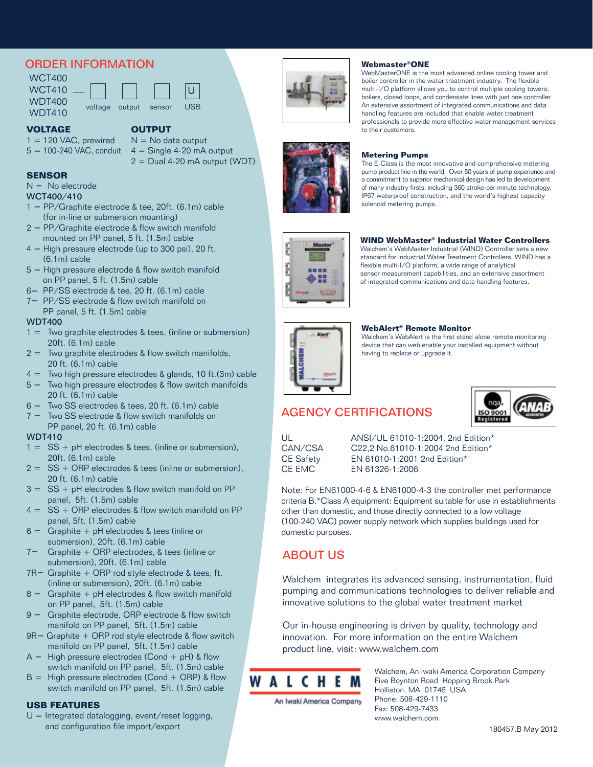## ORDER INFORMATION

WCT400
WCT410
WDT400
WDT410
— [ ] voltage [ ] output [ ] sensor [U] USB

### VOLTAGE

1 = 120 VAC, prewired
5 = 100-240 VAC, conduit

### OUTPUT

N = No data output
4 = Single 4-20 mA output
2 = Dual 4-20 mA output (WDT)

### SENSOR

N = No electrode

**WCT400/410**

1 = PP/Graphite electrode & tee, 20ft. (6.1m) cable (for in-line or submersion mounting)
2 = PP/Graphite electrode & flow switch manifold mounted on PP panel, 5 ft. (1.5m) cable
4 = High pressure electrode (up to 300 psi), 20 ft. (6.1m) cable
5 = High pressure electrode & flow switch manifold on PP panel, 5 ft. (1.5m) cable
6= PP/SS electrode & tee, 20 ft. (6.1m) cable
7= PP/SS electrode & flow switch manifold on PP panel, 5 ft. (1.5m) cable

**WDT400**

1 = Two graphite electrodes & tees, (inline or submersion) 20ft. (6.1m) cable
2 = Two graphite electrodes & flow switch manifolds, 20 ft. (6.1m) cable
4 = Two high pressure electrodes & glands, 10 ft.(3m) cable
5 = Two high pressure electrodes & flow switch manifolds 20 ft. (6.1m) cable
6 = Two SS electrodes & tees, 20 ft. (6.1m) cable
7 = Two SS electrode & flow switch manifolds on PP panel, 20 ft. (6.1m) cable

**WDT410**

1 = SS + pH electrodes & tees, (inline or submersion), 20ft. (6.1m) cable
2 = SS + ORP electrodes & tees (inline or submersion), 20 ft. (6.1m) cable
3 = SS + pH electrodes & flow switch manifold on PP panel, 5ft. (1.5m) cable
4 = SS + ORP electrodes & flow switch manifold on PP panel, 5ft. (1.5m) cable
6 = Graphite + pH electrodes & tees (inline or submersion), 20ft. (6.1m) cable
7= Graphite + ORP electrodes, & tees (inline or submersion), 20ft. (6.1m) cable
7R= Graphite + ORP rod style electrode & tees, ft. (inline or submersion), 20ft. (6.1m) cable
8 = Graphite + pH electrodes & flow switch manifold on PP panel, 5ft. (1.5m) cable
9 = Graphite electrode, ORP electrode & flow switch manifold on PP panel, 5ft. (1.5m) cable
9R= Graphite + ORP rod style electrode & flow switch manifold on PP panel, 5ft. (1.5m) cable
A = High pressure electrodes (Cond + pH) & flow switch manifold on PP panel, 5ft. (1.5m) cable
B = High pressure electrodes (Cond + ORP) & flow switch manifold on PP panel, 5ft. (1.5m) cable

### USB FEATURES

U = Integrated datalogging, event/reset logging, and configuration file import/export

**Webmaster®ONE**

WebMasterONE is the most advanced online cooling tower and boiler controller in the water treatment industry. The flexible multi-I/O platform allows you to control multiple cooling towers, boilers, closed loops, and condensate lines with just one controller. An extensive assortment of integrated communications and data handling features are included that enable water treatment professionals to provide more effective water management services to their customers.

**Metering Pumps**

The E-Class is the most innovative and comprehensive metering pump product line in the world. Over 50 years of pump experience and a commitment to superior mechanical design has led to development of many industry firsts, including 360 stroke-per-minute technology, IP67 waterproof construction, and the world's highest capacity solenoid metering pumps.

**WIND WebMaster® Industrial Water Controllers**

Walchem's WebMaster Industrial (WIND) Controller sets a new standard for Industrial Water Treatment Controllers. WIND has a flexible multi-I/O platform, a wide range of analytical sensor measurement capabilities, and an extensive assortment of integrated communications and data handling features.

**WebAlert® Remote Monitor**

Walchem's WebAlert is the first stand alone remote monitoring device that can web enable your installed equipment without having to replace or upgrade it.

## AGENCY CERTIFICATIONS

| | |
|---|---|
| UL | ANSI/UL 61010-1:2004, 2nd Edition* |
| CAN/CSA | C22,2 No.61010-1:2004 2nd Edition* |
| CE Safety | EN 61010-1:2001 2nd Edition* |
| CE EMC | EN 61326-1:2006 |

Note: For EN61000-4-6 & EN61000-4-3 the controller met performance criteria B.*Class A equipment: Equipment suitable for use in establishments other than domestic, and those directly connected to a low voltage (100-240 VAC) power supply network which supplies buildings used for domestic purposes.

## ABOUT US

Walchem integrates its advanced sensing, instrumentation, fluid pumping and communications technologies to deliver reliable and innovative solutions to the global water treatment market

Our in-house engineering is driven by quality, technology and innovation. For more information on the entire Walchem product line, visit: www.walchem.com

WALCHEM
An Iwaki America Company

Walchem, An Iwaki America Corporation Company
Five Boynton Road Hopping Brook Park
Holliston, MA 01746 USA
Phone: 508-429-1110
Fax: 508-429-7433
www.walchem.com

180457.B May 2012